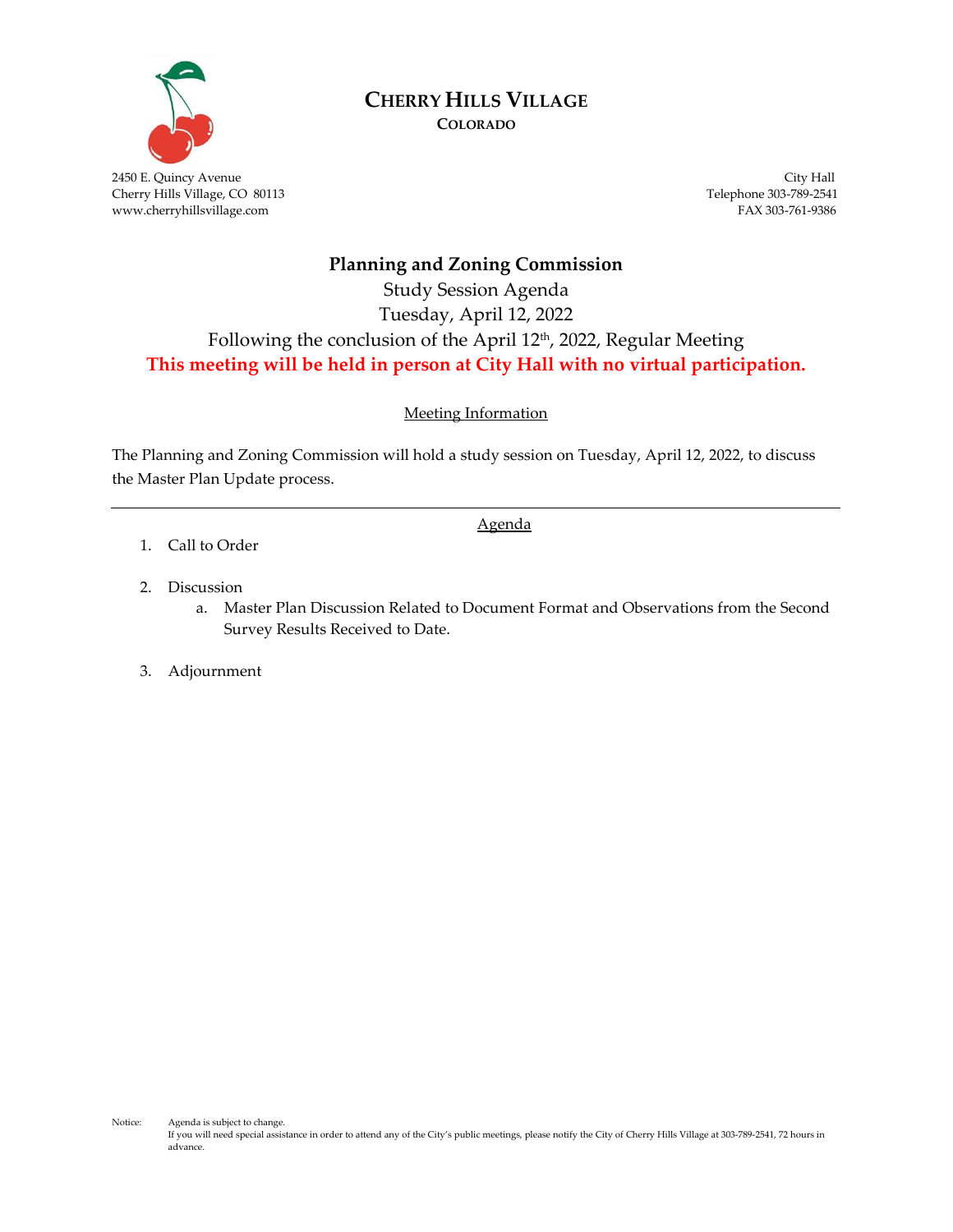# CHERRY HILLS VILLAGE
**COLORADO**

2450 E. Quincy Avenue
Cherry Hills Village, CO 80113
www.cherryhillsvillage.com

City Hall
Telephone 303-789-2541
FAX 303-761-9386

## Planning and Zoning Commission

Study Session Agenda
Tuesday, April 12, 2022
Following the conclusion of the April 12th, 2022, Regular Meeting

**This meeting will be held in person at City Hall with no virtual participation.**

### Meeting Information

The Planning and Zoning Commission will hold a study session on Tuesday, April 12, 2022, to discuss the Master Plan Update process.

---

### Agenda

1. Call to Order

2. Discussion
   a. Master Plan Discussion Related to Document Format and Observations from the Second Survey Results Received to Date.

3. Adjournment

Notice: Agenda is subject to change.
If you will need special assistance in order to attend any of the City's public meetings, please notify the City of Cherry Hills Village at 303-789-2541, 72 hours in advance.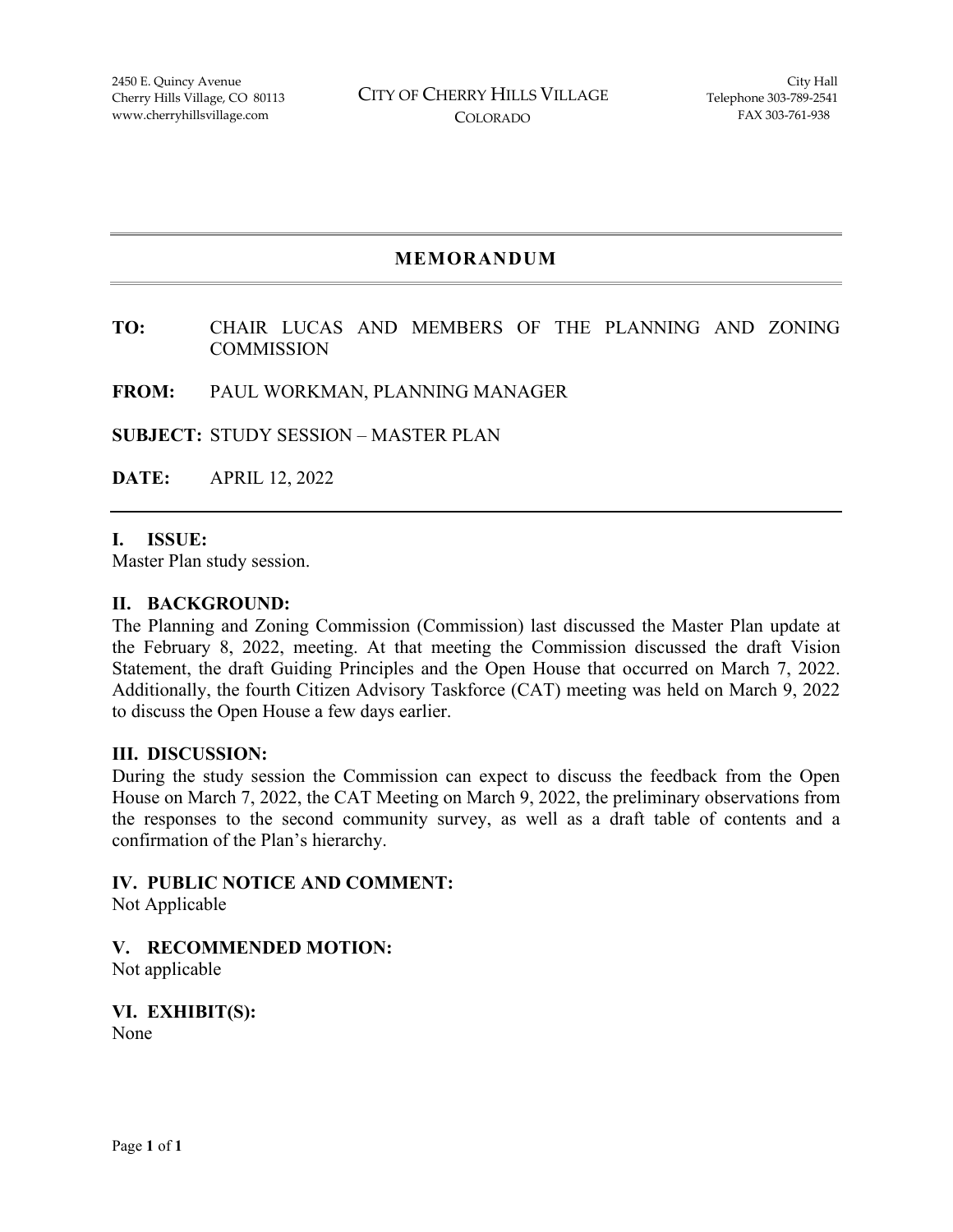2450 E. Quincy Avenue
Cherry Hills Village, CO 80113
www.cherryhillsvillage.com

CITY OF CHERRY HILLS VILLAGE
COLORADO

City Hall
Telephone 303-789-2541
FAX 303-761-938

# MEMORANDUM

**TO:** CHAIR LUCAS AND MEMBERS OF THE PLANNING AND ZONING COMMISSION

**FROM:** PAUL WORKMAN, PLANNING MANAGER

**SUBJECT:** STUDY SESSION – MASTER PLAN

**DATE:** APRIL 12, 2022

## I. ISSUE:

Master Plan study session.

## II. BACKGROUND:

The Planning and Zoning Commission (Commission) last discussed the Master Plan update at the February 8, 2022, meeting. At that meeting the Commission discussed the draft Vision Statement, the draft Guiding Principles and the Open House that occurred on March 7, 2022. Additionally, the fourth Citizen Advisory Taskforce (CAT) meeting was held on March 9, 2022 to discuss the Open House a few days earlier.

## III. DISCUSSION:

During the study session the Commission can expect to discuss the feedback from the Open House on March 7, 2022, the CAT Meeting on March 9, 2022, the preliminary observations from the responses to the second community survey, as well as a draft table of contents and a confirmation of the Plan's hierarchy.

## IV. PUBLIC NOTICE AND COMMENT:

Not Applicable

## V. RECOMMENDED MOTION:

Not applicable

## VI. EXHIBIT(S):

None